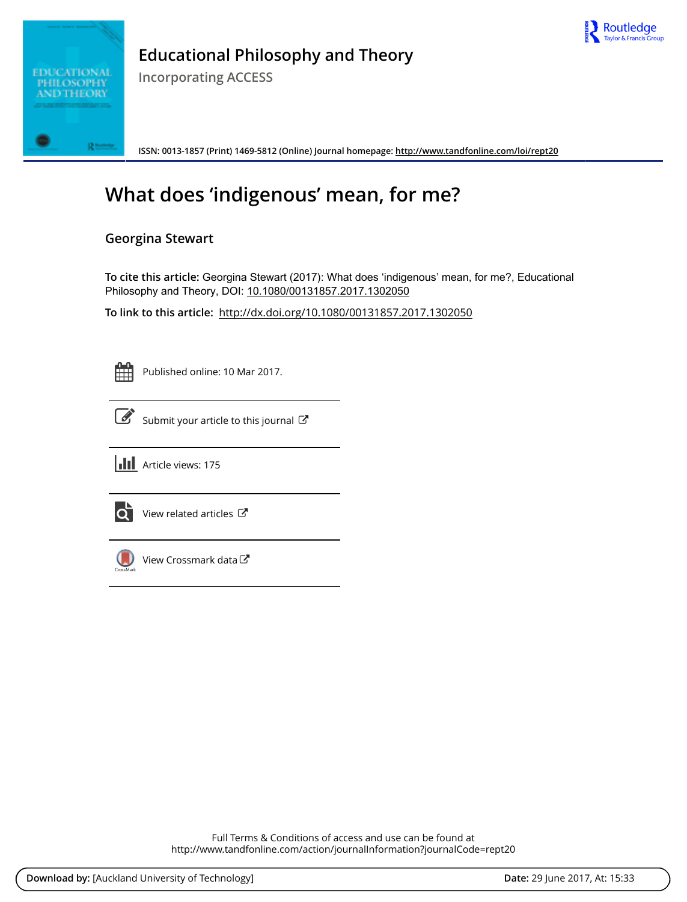**Educational Philosophy and Theory**

Incorporating ACCESS

ISSN: 0013-1857 (Print) 1469-5812 (Online) Journal homepage: http://www.tandfonline.com/loi/rept20

# What does 'indigenous' mean, for me?

**Georgina Stewart**

**To cite this article:** Georgina Stewart (2017): What does 'indigenous' mean, for me?, Educational Philosophy and Theory, DOI: 10.1080/00131857.2017.1302050

**To link to this article:** http://dx.doi.org/10.1080/00131857.2017.1302050

Published online: 10 Mar 2017.

Submit your article to this journal

Article views: 175

View related articles

View Crossmark data

Full Terms & Conditions of access and use can be found at
http://www.tandfonline.com/action/journalInformation?journalCode=rept20

**Download by:** [Auckland University of Technology] **Date:** 29 June 2017, At: 15:33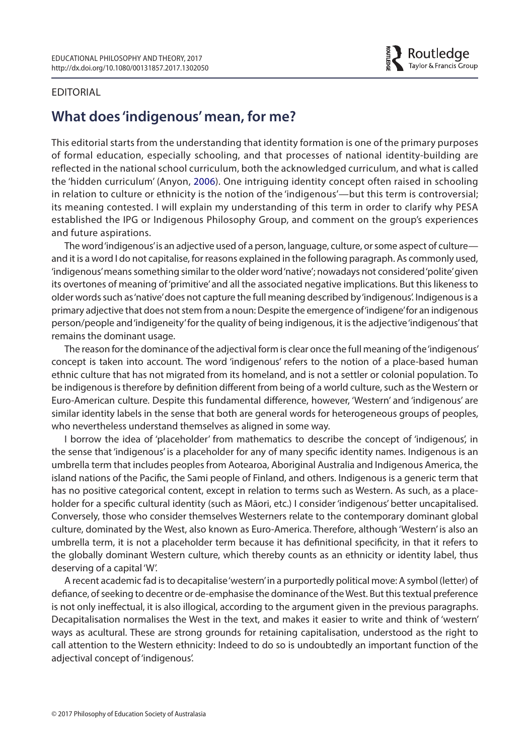EDITORIAL

# What does 'indigenous' mean, for me?

This editorial starts from the understanding that identity formation is one of the primary purposes of formal education, especially schooling, and that processes of national identity-building are reflected in the national school curriculum, both the acknowledged curriculum, and what is called the 'hidden curriculum' (Anyon, 2006). One intriguing identity concept often raised in schooling in relation to culture or ethnicity is the notion of the 'indigenous'—but this term is controversial; its meaning contested. I will explain my understanding of this term in order to clarify why PESA established the IPG or Indigenous Philosophy Group, and comment on the group's experiences and future aspirations.

The word 'indigenous' is an adjective used of a person, language, culture, or some aspect of culture—and it is a word I do not capitalise, for reasons explained in the following paragraph. As commonly used, 'indigenous' means something similar to the older word 'native'; nowadays not considered 'polite' given its overtones of meaning of 'primitive' and all the associated negative implications. But this likeness to older words such as 'native' does not capture the full meaning described by 'indigenous'. Indigenous is a primary adjective that does not stem from a noun: Despite the emergence of 'indigene' for an indigenous person/people and 'indigeneity' for the quality of being indigenous, it is the adjective 'indigenous' that remains the dominant usage.

The reason for the dominance of the adjectival form is clear once the full meaning of the 'indigenous' concept is taken into account. The word 'indigenous' refers to the notion of a place-based human ethnic culture that has not migrated from its homeland, and is not a settler or colonial population. To be indigenous is therefore by definition different from being of a world culture, such as the Western or Euro-American culture. Despite this fundamental difference, however, 'Western' and 'indigenous' are similar identity labels in the sense that both are general words for heterogeneous groups of peoples, who nevertheless understand themselves as aligned in some way.

I borrow the idea of 'placeholder' from mathematics to describe the concept of 'indigenous', in the sense that 'indigenous' is a placeholder for any of many specific identity names. Indigenous is an umbrella term that includes peoples from Aotearoa, Aboriginal Australia and Indigenous America, the island nations of the Pacific, the Sami people of Finland, and others. Indigenous is a generic term that has no positive categorical content, except in relation to terms such as Western. As such, as a placeholder for a specific cultural identity (such as Māori, etc.) I consider 'indigenous' better uncapitalised. Conversely, those who consider themselves Westerners relate to the contemporary dominant global culture, dominated by the West, also known as Euro-America. Therefore, although 'Western' is also an umbrella term, it is not a placeholder term because it has definitional specificity, in that it refers to the globally dominant Western culture, which thereby counts as an ethnicity or identity label, thus deserving of a capital 'W'.

A recent academic fad is to decapitalise 'western' in a purportedly political move: A symbol (letter) of defiance, of seeking to decentre or de-emphasise the dominance of the West. But this textual preference is not only ineffectual, it is also illogical, according to the argument given in the previous paragraphs. Decapitalisation normalises the West in the text, and makes it easier to write and think of 'western' ways as acultural. These are strong grounds for retaining capitalisation, understood as the right to call attention to the Western ethnicity: Indeed to do so is undoubtedly an important function of the adjectival concept of 'indigenous'.

© 2017 Philosophy of Education Society of Australasia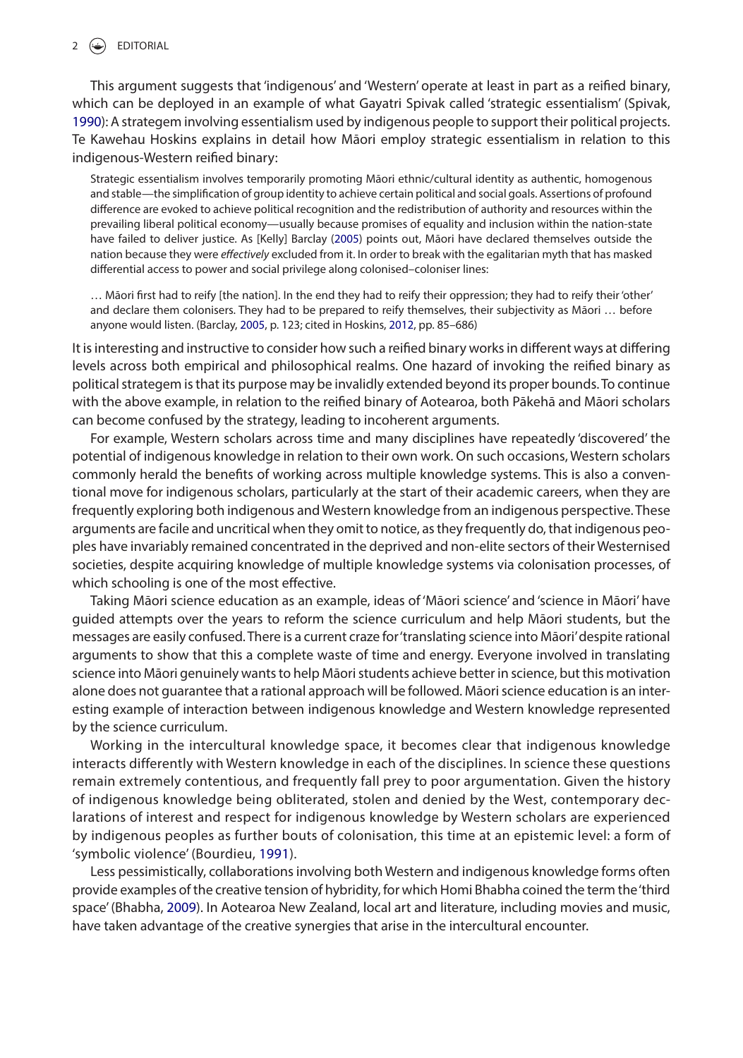This argument suggests that 'indigenous' and 'Western' operate at least in part as a reified binary, which can be deployed in an example of what Gayatri Spivak called 'strategic essentialism' (Spivak, 1990): A strategem involving essentialism used by indigenous people to support their political projects. Te Kawehau Hoskins explains in detail how Māori employ strategic essentialism in relation to this indigenous-Western reified binary:

> Strategic essentialism involves temporarily promoting Māori ethnic/cultural identity as authentic, homogenous and stable—the simplification of group identity to achieve certain political and social goals. Assertions of profound difference are evoked to achieve political recognition and the redistribution of authority and resources within the prevailing liberal political economy—usually because promises of equality and inclusion within the nation-state have failed to deliver justice. As [Kelly] Barclay (2005) points out, Māori have declared themselves outside the nation because they were *effectively* excluded from it. In order to break with the egalitarian myth that has masked differential access to power and social privilege along colonised–coloniser lines:
>
> … Māori first had to reify [the nation]. In the end they had to reify their oppression; they had to reify their 'other' and declare them colonisers. They had to be prepared to reify themselves, their subjectivity as Māori … before anyone would listen. (Barclay, 2005, p. 123; cited in Hoskins, 2012, pp. 85–686)

It is interesting and instructive to consider how such a reified binary works in different ways at differing levels across both empirical and philosophical realms. One hazard of invoking the reified binary as political strategem is that its purpose may be invalidly extended beyond its proper bounds. To continue with the above example, in relation to the reified binary of Aotearoa, both Pākehā and Māori scholars can become confused by the strategy, leading to incoherent arguments.

For example, Western scholars across time and many disciplines have repeatedly 'discovered' the potential of indigenous knowledge in relation to their own work. On such occasions, Western scholars commonly herald the benefits of working across multiple knowledge systems. This is also a conventional move for indigenous scholars, particularly at the start of their academic careers, when they are frequently exploring both indigenous and Western knowledge from an indigenous perspective. These arguments are facile and uncritical when they omit to notice, as they frequently do, that indigenous peoples have invariably remained concentrated in the deprived and non-elite sectors of their Westernised societies, despite acquiring knowledge of multiple knowledge systems via colonisation processes, of which schooling is one of the most effective.

Taking Māori science education as an example, ideas of 'Māori science' and 'science in Māori' have guided attempts over the years to reform the science curriculum and help Māori students, but the messages are easily confused. There is a current craze for 'translating science into Māori' despite rational arguments to show that this a complete waste of time and energy. Everyone involved in translating science into Māori genuinely wants to help Māori students achieve better in science, but this motivation alone does not guarantee that a rational approach will be followed. Māori science education is an interesting example of interaction between indigenous knowledge and Western knowledge represented by the science curriculum.

Working in the intercultural knowledge space, it becomes clear that indigenous knowledge interacts differently with Western knowledge in each of the disciplines. In science these questions remain extremely contentious, and frequently fall prey to poor argumentation. Given the history of indigenous knowledge being obliterated, stolen and denied by the West, contemporary declarations of interest and respect for indigenous knowledge by Western scholars are experienced by indigenous peoples as further bouts of colonisation, this time at an epistemic level: a form of 'symbolic violence' (Bourdieu, 1991).

Less pessimistically, collaborations involving both Western and indigenous knowledge forms often provide examples of the creative tension of hybridity, for which Homi Bhabha coined the term the 'third space' (Bhabha, 2009). In Aotearoa New Zealand, local art and literature, including movies and music, have taken advantage of the creative synergies that arise in the intercultural encounter.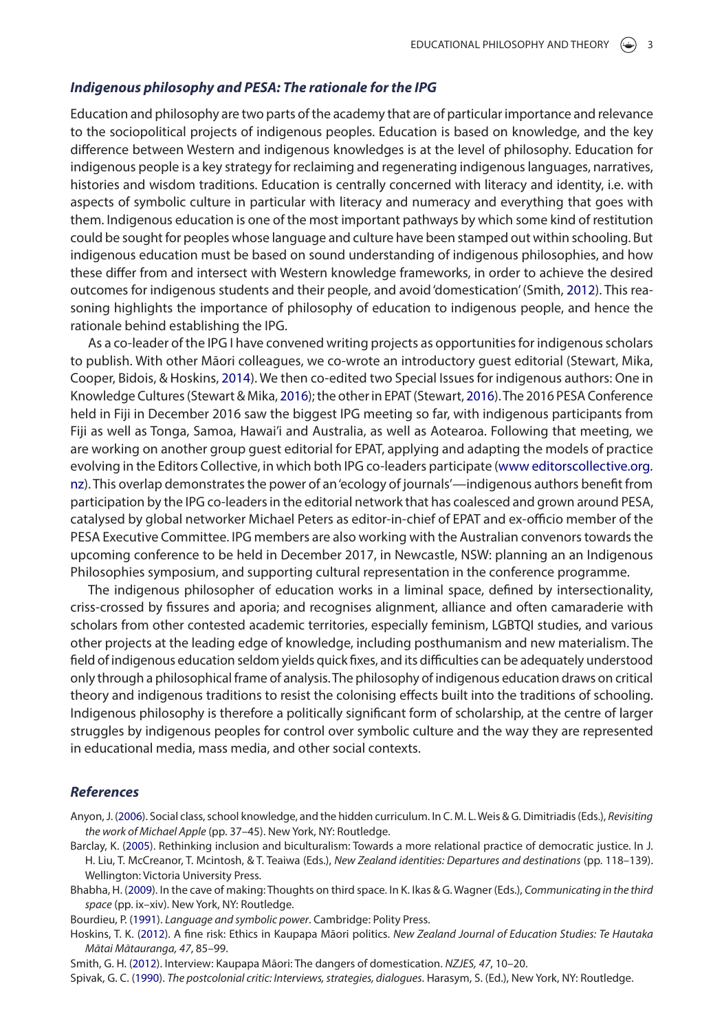### *Indigenous philosophy and PESA: The rationale for the IPG*

Education and philosophy are two parts of the academy that are of particular importance and relevance to the sociopolitical projects of indigenous peoples. Education is based on knowledge, and the key difference between Western and indigenous knowledges is at the level of philosophy. Education for indigenous people is a key strategy for reclaiming and regenerating indigenous languages, narratives, histories and wisdom traditions. Education is centrally concerned with literacy and identity, i.e. with aspects of symbolic culture in particular with literacy and numeracy and everything that goes with them. Indigenous education is one of the most important pathways by which some kind of restitution could be sought for peoples whose language and culture have been stamped out within schooling. But indigenous education must be based on sound understanding of indigenous philosophies, and how these differ from and intersect with Western knowledge frameworks, in order to achieve the desired outcomes for indigenous students and their people, and avoid 'domestication' (Smith, 2012). This reasoning highlights the importance of philosophy of education to indigenous people, and hence the rationale behind establishing the IPG.

As a co-leader of the IPG I have convened writing projects as opportunities for indigenous scholars to publish. With other Māori colleagues, we co-wrote an introductory guest editorial (Stewart, Mika, Cooper, Bidois, & Hoskins, 2014). We then co-edited two Special Issues for indigenous authors: One in Knowledge Cultures (Stewart & Mika, 2016); the other in EPAT (Stewart, 2016). The 2016 PESA Conference held in Fiji in December 2016 saw the biggest IPG meeting so far, with indigenous participants from Fiji as well as Tonga, Samoa, Hawai'i and Australia, as well as Aotearoa. Following that meeting, we are working on another group guest editorial for EPAT, applying and adapting the models of practice evolving in the Editors Collective, in which both IPG co-leaders participate (www.editorscollective.org.nz). This overlap demonstrates the power of an 'ecology of journals'—indigenous authors benefit from participation by the IPG co-leaders in the editorial network that has coalesced and grown around PESA, catalysed by global networker Michael Peters as editor-in-chief of EPAT and ex-officio member of the PESA Executive Committee. IPG members are also working with the Australian convenors towards the upcoming conference to be held in December 2017, in Newcastle, NSW: planning an an Indigenous Philosophies symposium, and supporting cultural representation in the conference programme.

The indigenous philosopher of education works in a liminal space, defined by intersectionality, criss-crossed by fissures and aporia; and recognises alignment, alliance and often camaraderie with scholars from other contested academic territories, especially feminism, LGBTQI studies, and various other projects at the leading edge of knowledge, including posthumanism and new materialism. The field of indigenous education seldom yields quick fixes, and its difficulties can be adequately understood only through a philosophical frame of analysis. The philosophy of indigenous education draws on critical theory and indigenous traditions to resist the colonising effects built into the traditions of schooling. Indigenous philosophy is therefore a politically significant form of scholarship, at the centre of larger struggles by indigenous peoples for control over symbolic culture and the way they are represented in educational media, mass media, and other social contexts.

### *References*

Anyon, J. (2006). Social class, school knowledge, and the hidden curriculum. In C. M. L. Weis & G. Dimitriadis (Eds.), *Revisiting the work of Michael Apple* (pp. 37–45). New York, NY: Routledge.

Barclay, K. (2005). Rethinking inclusion and biculturalism: Towards a more relational practice of democratic justice. In J. H. Liu, T. McCreanor, T. Mcintosh, & T. Teaiwa (Eds.), *New Zealand identities: Departures and destinations* (pp. 118–139). Wellington: Victoria University Press.

Bhabha, H. (2009). In the cave of making: Thoughts on third space. In K. Ikas & G. Wagner (Eds.), *Communicating in the third space* (pp. ix–xiv). New York, NY: Routledge.

Bourdieu, P. (1991). *Language and symbolic power*. Cambridge: Polity Press.

Hoskins, T. K. (2012). A fine risk: Ethics in Kaupapa Māori politics. *New Zealand Journal of Education Studies: Te Hautaka Mātai Mātauranga, 47*, 85–99.

Smith, G. H. (2012). Interview: Kaupapa Māori: The dangers of domestication. *NZJES, 47*, 10–20.

Spivak, G. C. (1990). *The postcolonial critic: Interviews, strategies, dialogues*. Harasym, S. (Ed.), New York, NY: Routledge.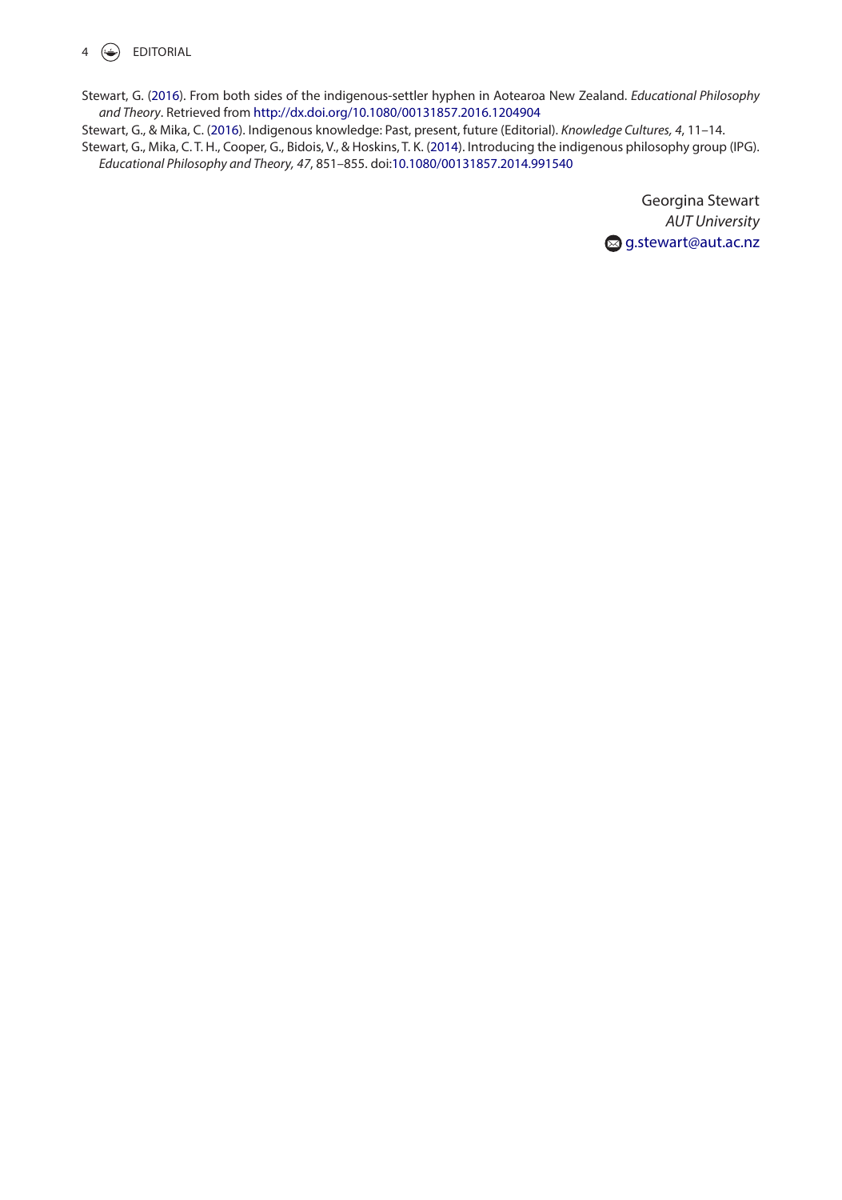Stewart, G. (2016). From both sides of the indigenous-settler hyphen in Aotearoa New Zealand. *Educational Philosophy and Theory*. Retrieved from http://dx.doi.org/10.1080/00131857.2016.1204904

Stewart, G., & Mika, C. (2016). Indigenous knowledge: Past, present, future (Editorial). *Knowledge Cultures, 4*, 11–14.

Stewart, G., Mika, C. T. H., Cooper, G., Bidois, V., & Hoskins, T. K. (2014). Introducing the indigenous philosophy group (IPG). *Educational Philosophy and Theory, 47*, 851–855. doi:10.1080/00131857.2014.991540

Georgina Stewart
*AUT University*
g.stewart@aut.ac.nz